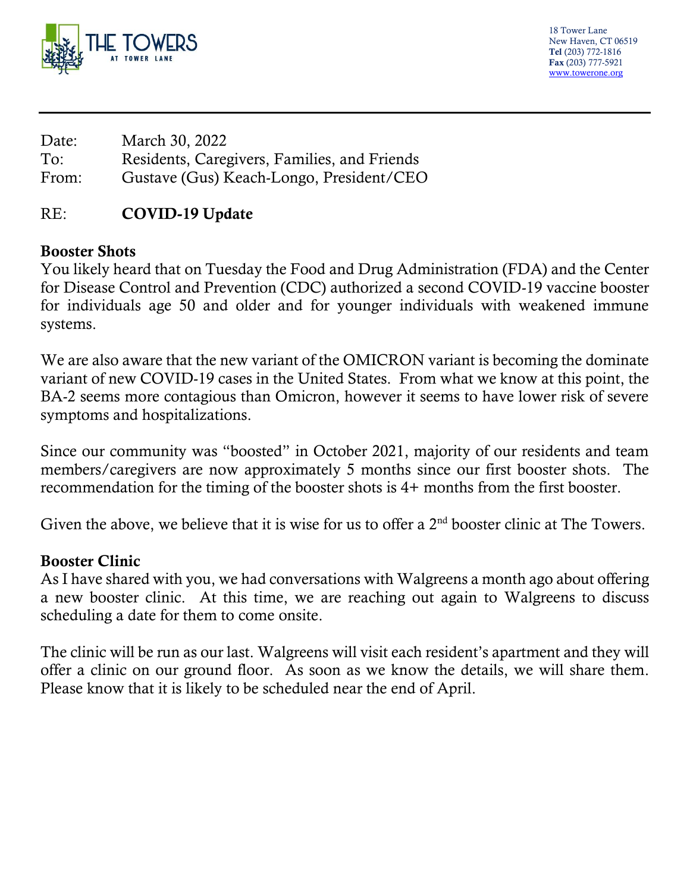THE TOWERS AT TOWER LANE

18 Tower Lane
New Haven, CT 06519
**Tel** (203) 772-1816
**Fax** (203) 777-5921
www.towerone.org

---

Date: March 30, 2022
To: Residents, Caregivers, Families, and Friends
From: Gustave (Gus) Keach-Longo, President/CEO

RE: **COVID-19 Update**

**Booster Shots**

You likely heard that on Tuesday the Food and Drug Administration (FDA) and the Center for Disease Control and Prevention (CDC) authorized a second COVID-19 vaccine booster for individuals age 50 and older and for younger individuals with weakened immune systems.

We are also aware that the new variant of the OMICRON variant is becoming the dominate variant of new COVID-19 cases in the United States. From what we know at this point, the BA-2 seems more contagious than Omicron, however it seems to have lower risk of severe symptoms and hospitalizations.

Since our community was "boosted" in October 2021, majority of our residents and team members/caregivers are now approximately 5 months since our first booster shots. The recommendation for the timing of the booster shots is 4+ months from the first booster.

Given the above, we believe that it is wise for us to offer a 2nd booster clinic at The Towers.

**Booster Clinic**

As I have shared with you, we had conversations with Walgreens a month ago about offering a new booster clinic. At this time, we are reaching out again to Walgreens to discuss scheduling a date for them to come onsite.

The clinic will be run as our last. Walgreens will visit each resident's apartment and they will offer a clinic on our ground floor. As soon as we know the details, we will share them. Please know that it is likely to be scheduled near the end of April.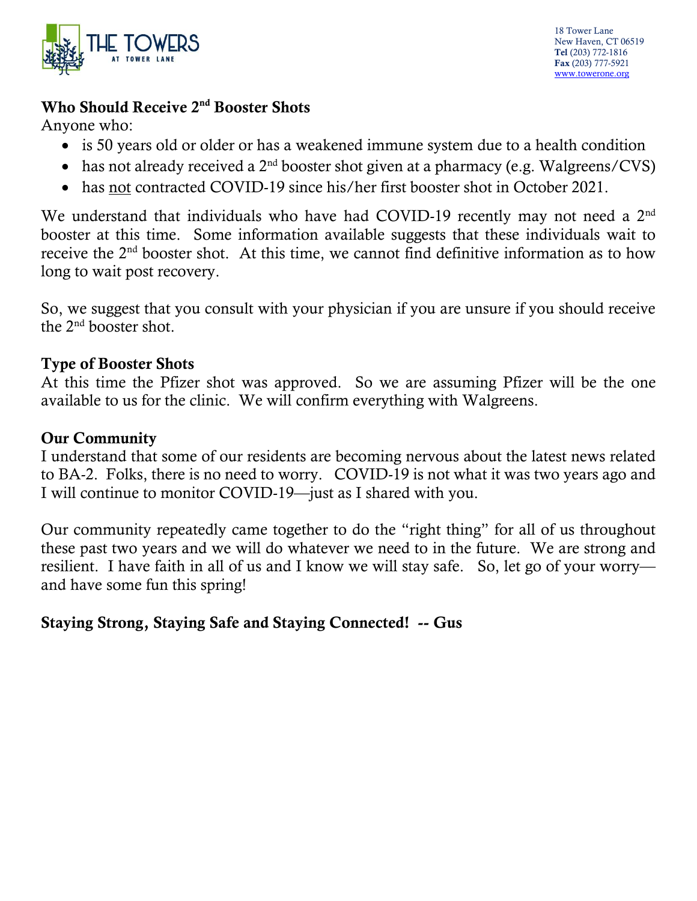THE TOWERS AT TOWER LANE

18 Tower Lane
New Haven, CT 06519
**Tel** (203) 772-1816
**Fax** (203) 777-5921
www.towerone.org

## Who Should Receive 2nd Booster Shots

Anyone who:

- is 50 years old or older or has a weakened immune system due to a health condition
- has not already received a 2nd booster shot given at a pharmacy (e.g. Walgreens/CVS)
- has <u>not</u> contracted COVID-19 since his/her first booster shot in October 2021.

We understand that individuals who have had COVID-19 recently may not need a 2nd booster at this time. Some information available suggests that these individuals wait to receive the 2nd booster shot. At this time, we cannot find definitive information as to how long to wait post recovery.

So, we suggest that you consult with your physician if you are unsure if you should receive the 2nd booster shot.

## Type of Booster Shots

At this time the Pfizer shot was approved. So we are assuming Pfizer will be the one available to us for the clinic. We will confirm everything with Walgreens.

## Our Community

I understand that some of our residents are becoming nervous about the latest news related to BA-2. Folks, there is no need to worry. COVID-19 is not what it was two years ago and I will continue to monitor COVID-19—just as I shared with you.

Our community repeatedly came together to do the "right thing" for all of us throughout these past two years and we will do whatever we need to in the future. We are strong and resilient. I have faith in all of us and I know we will stay safe. So, let go of your worry—and have some fun this spring!

**Staying Strong, Staying Safe and Staying Connected! -- Gus**